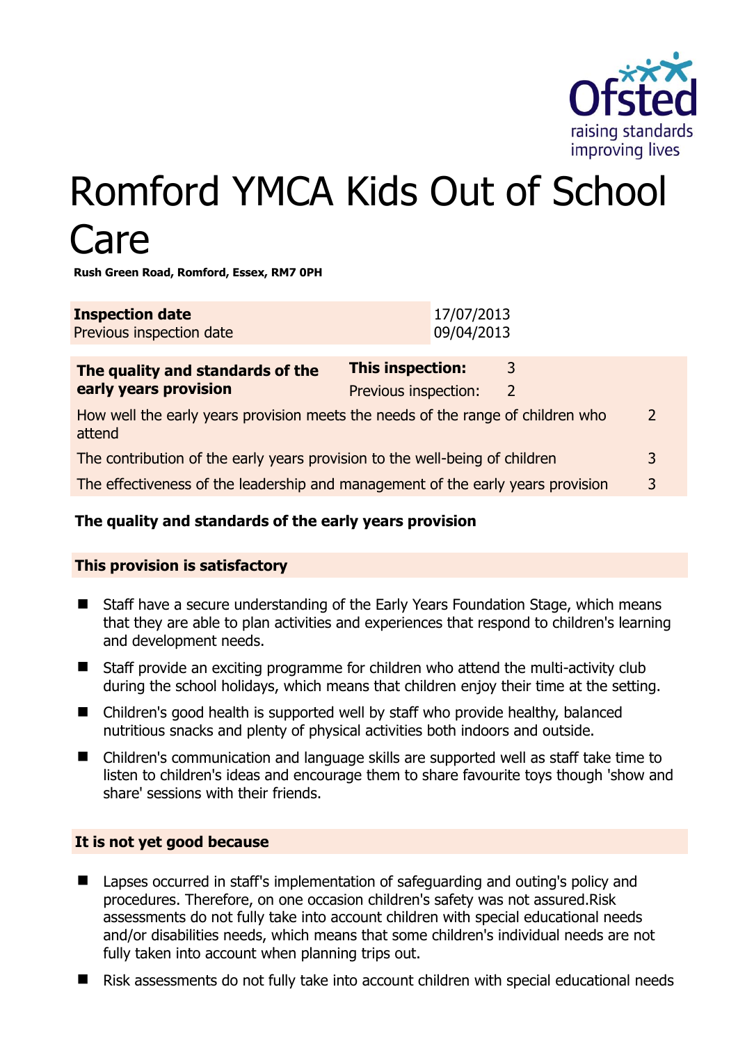# Romford YMCA Kids Out of School Care

**Rush Green Road, Romford, Essex, RM7 0PH**

| **Inspection date** | 17/07/2013 |
|---|---|
| Previous inspection date | 09/04/2013 |

| **The quality and standards of the early years provision** | **This inspection:** | 3 |
|---|---|---|
| | Previous inspection: | 2 |
| How well the early years provision meets the needs of the range of children who attend | | 2 |
| The contribution of the early years provision to the well-being of children | | 3 |
| The effectiveness of the leadership and management of the early years provision | | 3 |

## The quality and standards of the early years provision

### This provision is satisfactory

- Staff have a secure understanding of the Early Years Foundation Stage, which means that they are able to plan activities and experiences that respond to children's learning and development needs.
- Staff provide an exciting programme for children who attend the multi-activity club during the school holidays, which means that children enjoy their time at the setting.
- Children's good health is supported well by staff who provide healthy, balanced nutritious snacks and plenty of physical activities both indoors and outside.
- Children's communication and language skills are supported well as staff take time to listen to children's ideas and encourage them to share favourite toys though 'show and share' sessions with their friends.

### It is not yet good because

- Lapses occurred in staff's implementation of safeguarding and outing's policy and procedures. Therefore, on one occasion children's safety was not assured.Risk assessments do not fully take into account children with special educational needs and/or disabilities needs, which means that some children's individual needs are not fully taken into account when planning trips out.
- Risk assessments do not fully take into account children with special educational needs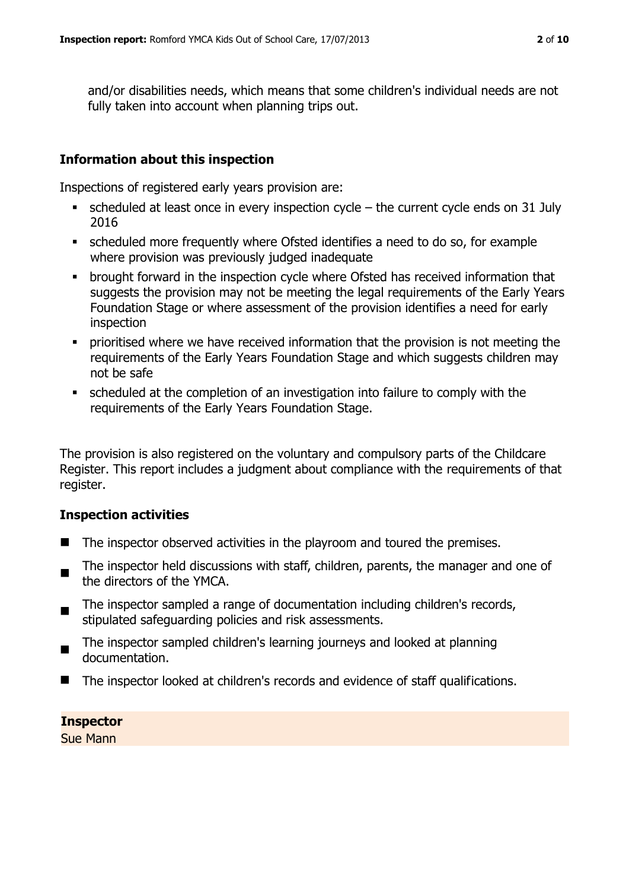and/or disabilities needs, which means that some children's individual needs are not fully taken into account when planning trips out.

## Information about this inspection

Inspections of registered early years provision are:

- scheduled at least once in every inspection cycle – the current cycle ends on 31 July 2016
- scheduled more frequently where Ofsted identifies a need to do so, for example where provision was previously judged inadequate
- brought forward in the inspection cycle where Ofsted has received information that suggests the provision may not be meeting the legal requirements of the Early Years Foundation Stage or where assessment of the provision identifies a need for early inspection
- prioritised where we have received information that the provision is not meeting the requirements of the Early Years Foundation Stage and which suggests children may not be safe
- scheduled at the completion of an investigation into failure to comply with the requirements of the Early Years Foundation Stage.

The provision is also registered on the voluntary and compulsory parts of the Childcare Register. This report includes a judgment about compliance with the requirements of that register.

## Inspection activities

- The inspector observed activities in the playroom and toured the premises.
- The inspector held discussions with staff, children, parents, the manager and one of the directors of the YMCA.
- The inspector sampled a range of documentation including children's records, stipulated safeguarding policies and risk assessments.
- The inspector sampled children's learning journeys and looked at planning documentation.
- The inspector looked at children's records and evidence of staff qualifications.

**Inspector**

Sue Mann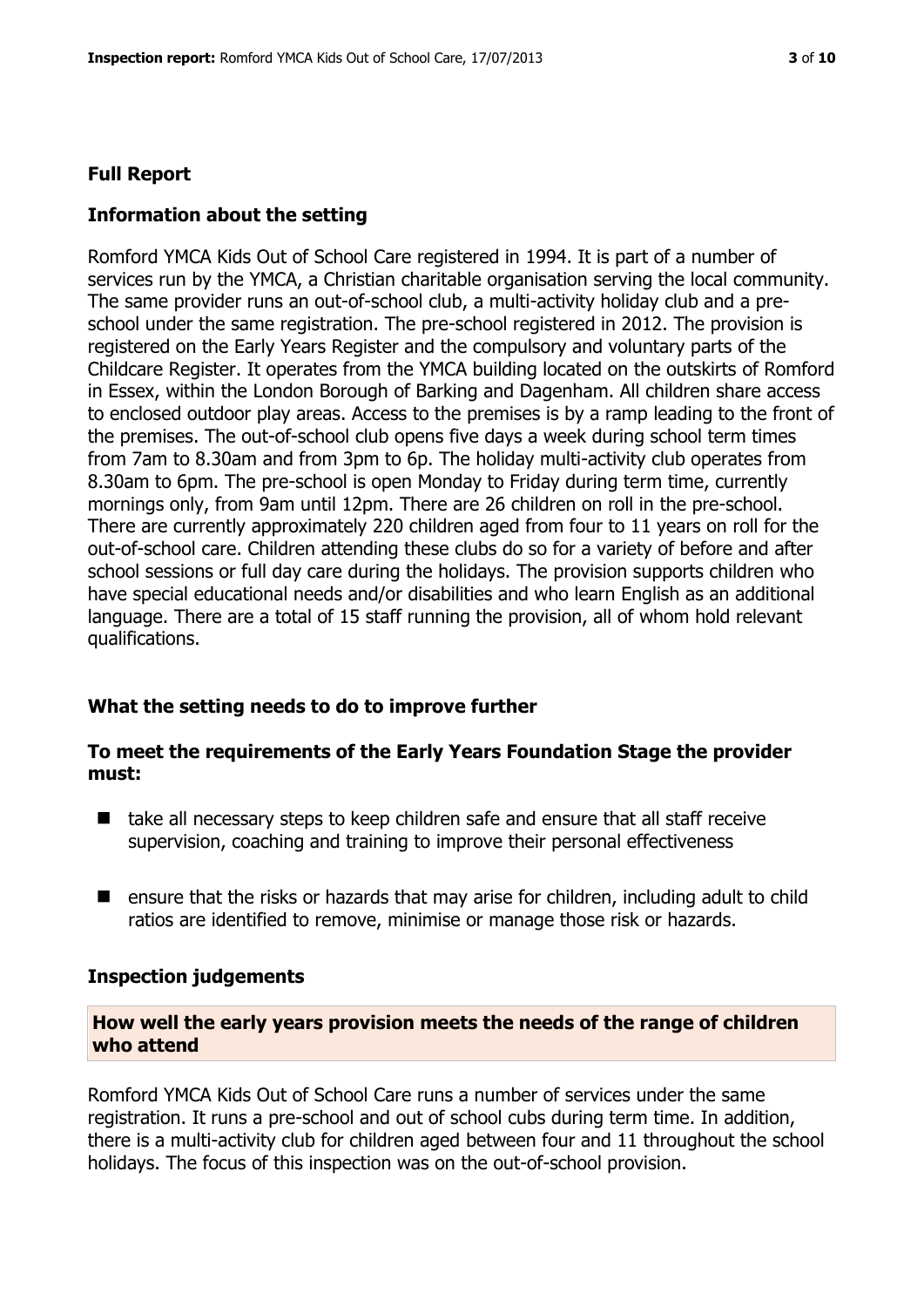## Full Report

### Information about the setting

Romford YMCA Kids Out of School Care registered in 1994. It is part of a number of services run by the YMCA, a Christian charitable organisation serving the local community. The same provider runs an out-of-school club, a multi-activity holiday club and a pre-school under the same registration. The pre-school registered in 2012. The provision is registered on the Early Years Register and the compulsory and voluntary parts of the Childcare Register. It operates from the YMCA building located on the outskirts of Romford in Essex, within the London Borough of Barking and Dagenham. All children share access to enclosed outdoor play areas. Access to the premises is by a ramp leading to the front of the premises. The out-of-school club opens five days a week during school term times from 7am to 8.30am and from 3pm to 6p. The holiday multi-activity club operates from 8.30am to 6pm. The pre-school is open Monday to Friday during term time, currently mornings only, from 9am until 12pm. There are 26 children on roll in the pre-school. There are currently approximately 220 children aged from four to 11 years on roll for the out-of-school care. Children attending these clubs do so for a variety of before and after school sessions or full day care during the holidays. The provision supports children who have special educational needs and/or disabilities and who learn English as an additional language. There are a total of 15 staff running the provision, all of whom hold relevant qualifications.

### What the setting needs to do to improve further

#### To meet the requirements of the Early Years Foundation Stage the provider must:

- take all necessary steps to keep children safe and ensure that all staff receive supervision, coaching and training to improve their personal effectiveness
- ensure that the risks or hazards that may arise for children, including adult to child ratios are identified to remove, minimise or manage those risk or hazards.

### Inspection judgements

#### How well the early years provision meets the needs of the range of children who attend

Romford YMCA Kids Out of School Care runs a number of services under the same registration. It runs a pre-school and out of school cubs during term time. In addition, there is a multi-activity club for children aged between four and 11 throughout the school holidays. The focus of this inspection was on the out-of-school provision.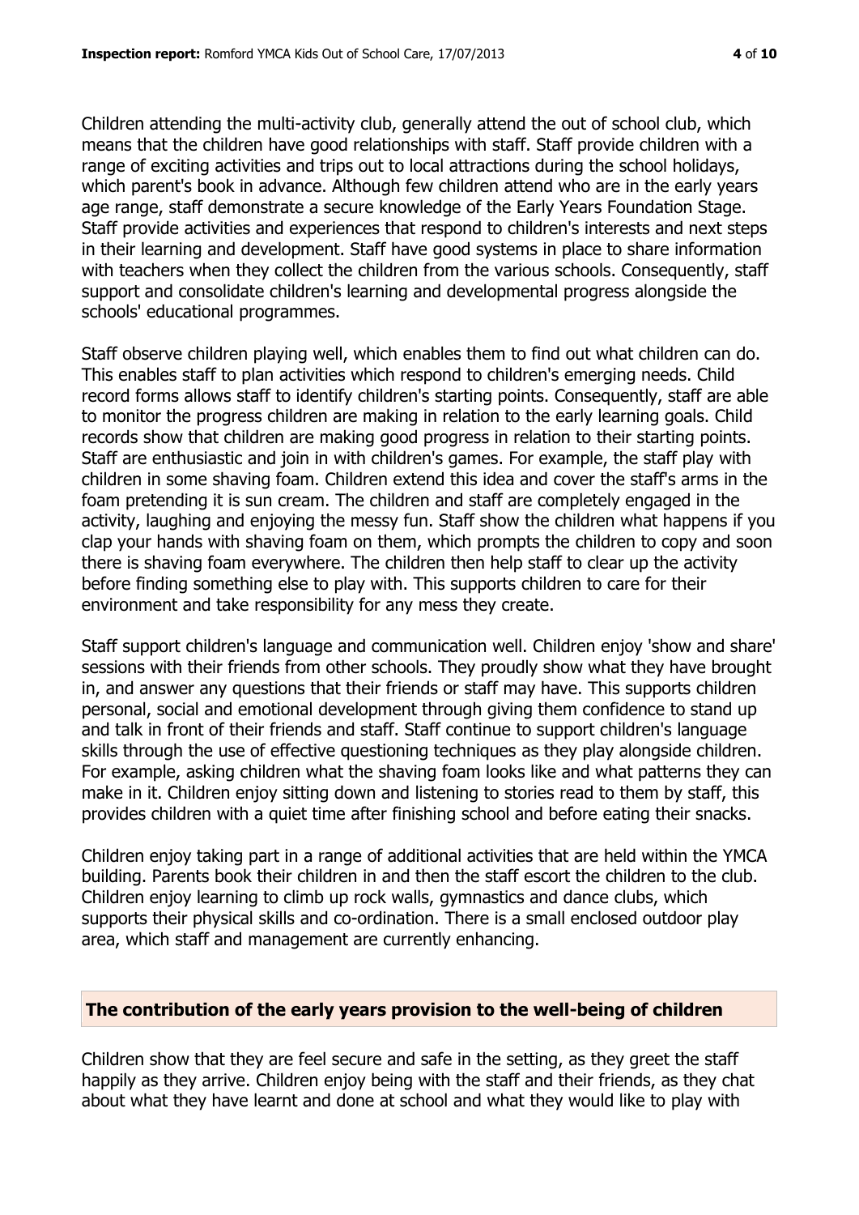Children attending the multi-activity club, generally attend the out of school club, which means that the children have good relationships with staff. Staff provide children with a range of exciting activities and trips out to local attractions during the school holidays, which parent's book in advance. Although few children attend who are in the early years age range, staff demonstrate a secure knowledge of the Early Years Foundation Stage. Staff provide activities and experiences that respond to children's interests and next steps in their learning and development. Staff have good systems in place to share information with teachers when they collect the children from the various schools. Consequently, staff support and consolidate children's learning and developmental progress alongside the schools' educational programmes.

Staff observe children playing well, which enables them to find out what children can do. This enables staff to plan activities which respond to children's emerging needs. Child record forms allows staff to identify children's starting points. Consequently, staff are able to monitor the progress children are making in relation to the early learning goals. Child records show that children are making good progress in relation to their starting points. Staff are enthusiastic and join in with children's games. For example, the staff play with children in some shaving foam. Children extend this idea and cover the staff's arms in the foam pretending it is sun cream. The children and staff are completely engaged in the activity, laughing and enjoying the messy fun. Staff show the children what happens if you clap your hands with shaving foam on them, which prompts the children to copy and soon there is shaving foam everywhere. The children then help staff to clear up the activity before finding something else to play with. This supports children to care for their environment and take responsibility for any mess they create.

Staff support children's language and communication well. Children enjoy 'show and share' sessions with their friends from other schools. They proudly show what they have brought in, and answer any questions that their friends or staff may have. This supports children personal, social and emotional development through giving them confidence to stand up and talk in front of their friends and staff. Staff continue to support children's language skills through the use of effective questioning techniques as they play alongside children. For example, asking children what the shaving foam looks like and what patterns they can make in it. Children enjoy sitting down and listening to stories read to them by staff, this provides children with a quiet time after finishing school and before eating their snacks.

Children enjoy taking part in a range of additional activities that are held within the YMCA building. Parents book their children in and then the staff escort the children to the club. Children enjoy learning to climb up rock walls, gymnastics and dance clubs, which supports their physical skills and co-ordination. There is a small enclosed outdoor play area, which staff and management are currently enhancing.

## The contribution of the early years provision to the well-being of children

Children show that they are feel secure and safe in the setting, as they greet the staff happily as they arrive. Children enjoy being with the staff and their friends, as they chat about what they have learnt and done at school and what they would like to play with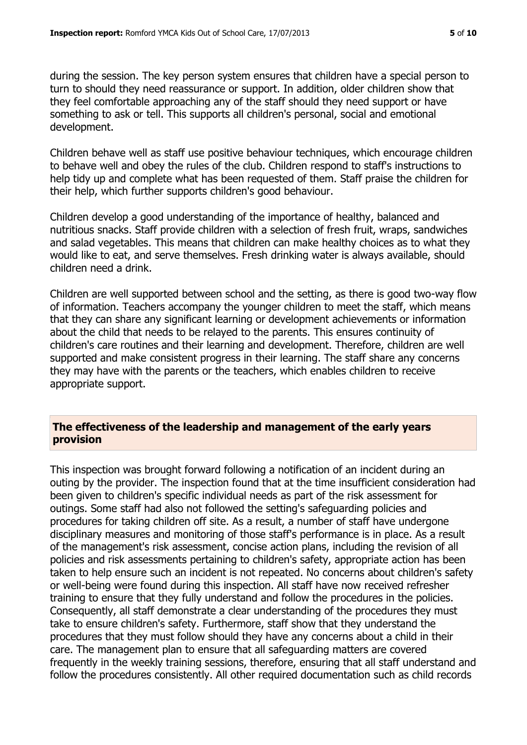during the session. The key person system ensures that children have a special person to turn to should they need reassurance or support. In addition, older children show that they feel comfortable approaching any of the staff should they need support or have something to ask or tell. This supports all children's personal, social and emotional development.

Children behave well as staff use positive behaviour techniques, which encourage children to behave well and obey the rules of the club. Children respond to staff's instructions to help tidy up and complete what has been requested of them. Staff praise the children for their help, which further supports children's good behaviour.

Children develop a good understanding of the importance of healthy, balanced and nutritious snacks. Staff provide children with a selection of fresh fruit, wraps, sandwiches and salad vegetables. This means that children can make healthy choices as to what they would like to eat, and serve themselves. Fresh drinking water is always available, should children need a drink.

Children are well supported between school and the setting, as there is good two-way flow of information. Teachers accompany the younger children to meet the staff, which means that they can share any significant learning or development achievements or information about the child that needs to be relayed to the parents. This ensures continuity of children's care routines and their learning and development. Therefore, children are well supported and make consistent progress in their learning. The staff share any concerns they may have with the parents or the teachers, which enables children to receive appropriate support.

## The effectiveness of the leadership and management of the early years provision

This inspection was brought forward following a notification of an incident during an outing by the provider. The inspection found that at the time insufficient consideration had been given to children's specific individual needs as part of the risk assessment for outings. Some staff had also not followed the setting's safeguarding policies and procedures for taking children off site. As a result, a number of staff have undergone disciplinary measures and monitoring of those staff's performance is in place. As a result of the management's risk assessment, concise action plans, including the revision of all policies and risk assessments pertaining to children's safety, appropriate action has been taken to help ensure such an incident is not repeated. No concerns about children's safety or well-being were found during this inspection. All staff have now received refresher training to ensure that they fully understand and follow the procedures in the policies. Consequently, all staff demonstrate a clear understanding of the procedures they must take to ensure children's safety. Furthermore, staff show that they understand the procedures that they must follow should they have any concerns about a child in their care. The management plan to ensure that all safeguarding matters are covered frequently in the weekly training sessions, therefore, ensuring that all staff understand and follow the procedures consistently. All other required documentation such as child records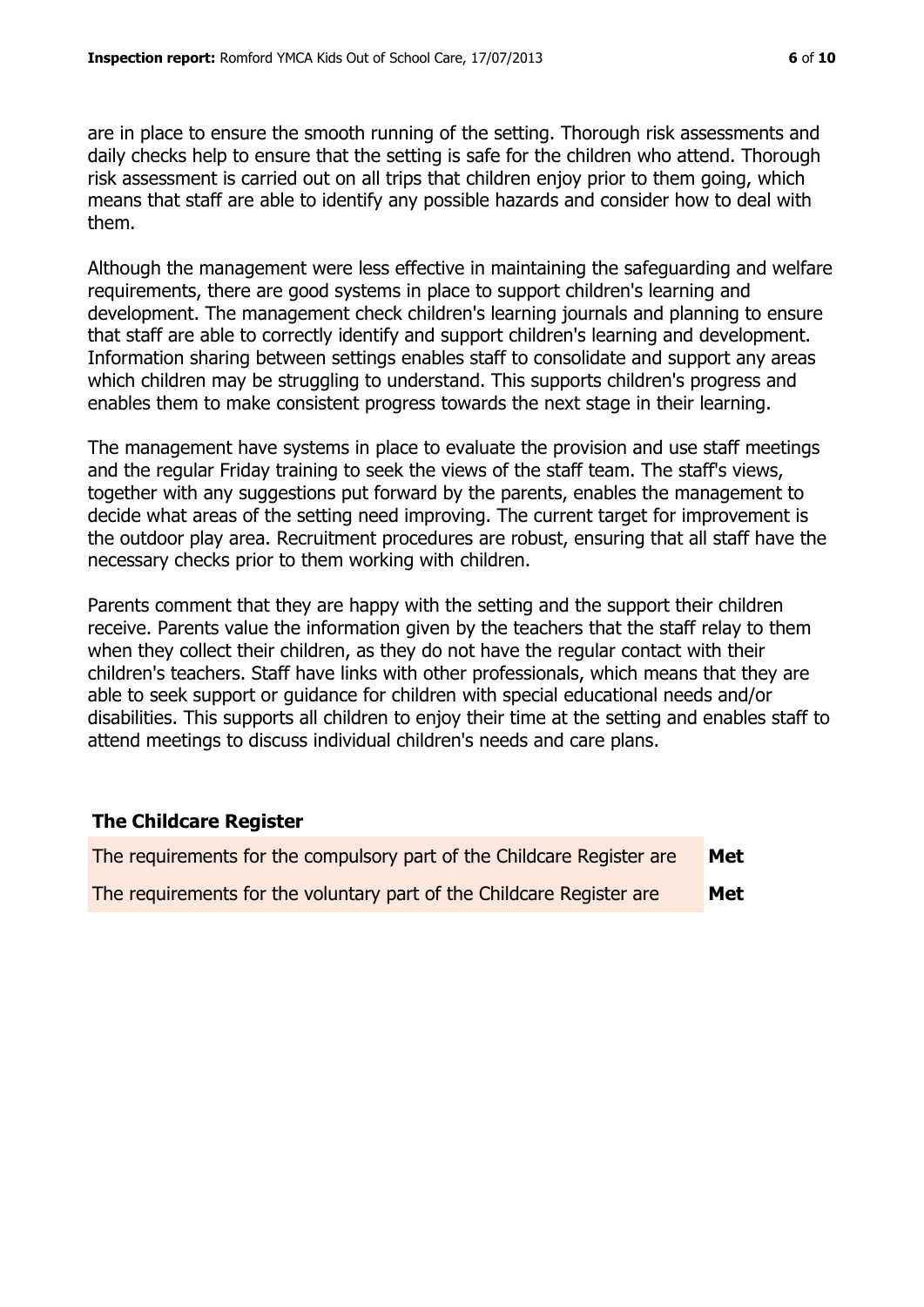are in place to ensure the smooth running of the setting. Thorough risk assessments and daily checks help to ensure that the setting is safe for the children who attend. Thorough risk assessment is carried out on all trips that children enjoy prior to them going, which means that staff are able to identify any possible hazards and consider how to deal with them.

Although the management were less effective in maintaining the safeguarding and welfare requirements, there are good systems in place to support children's learning and development. The management check children's learning journals and planning to ensure that staff are able to correctly identify and support children's learning and development. Information sharing between settings enables staff to consolidate and support any areas which children may be struggling to understand. This supports children's progress and enables them to make consistent progress towards the next stage in their learning.

The management have systems in place to evaluate the provision and use staff meetings and the regular Friday training to seek the views of the staff team. The staff's views, together with any suggestions put forward by the parents, enables the management to decide what areas of the setting need improving. The current target for improvement is the outdoor play area. Recruitment procedures are robust, ensuring that all staff have the necessary checks prior to them working with children.

Parents comment that they are happy with the setting and the support their children receive. Parents value the information given by the teachers that the staff relay to them when they collect their children, as they do not have the regular contact with their children's teachers. Staff have links with other professionals, which means that they are able to seek support or guidance for children with special educational needs and/or disabilities. This supports all children to enjoy their time at the setting and enables staff to attend meetings to discuss individual children's needs and care plans.

### The Childcare Register

| | |
|---|---|
| The requirements for the compulsory part of the Childcare Register are | **Met** |
| The requirements for the voluntary part of the Childcare Register are | **Met** |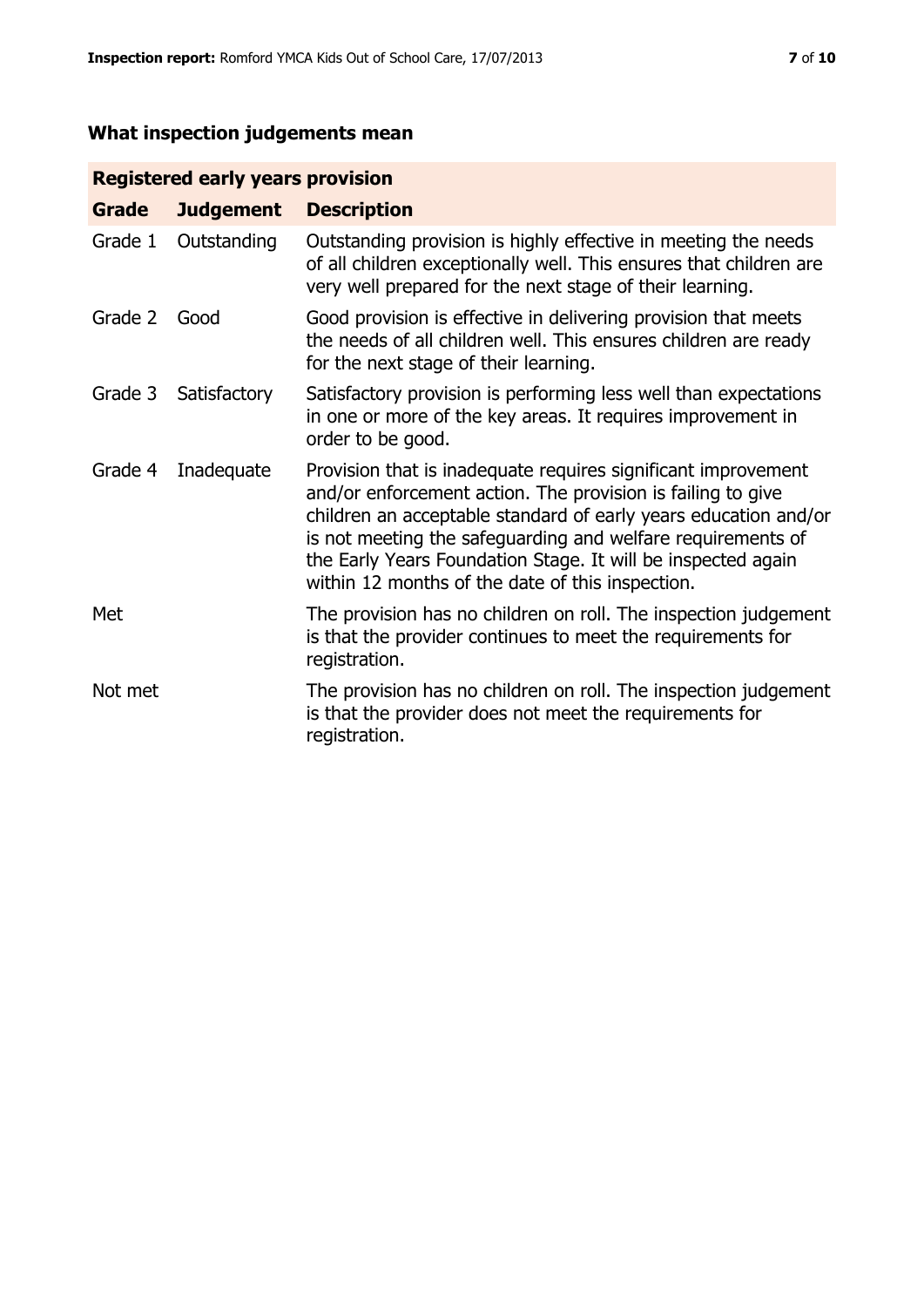## What inspection judgements mean

| Registered early years provision | | |
|---|---|---|
| **Grade** | **Judgement** | **Description** |
| Grade 1 | Outstanding | Outstanding provision is highly effective in meeting the needs of all children exceptionally well. This ensures that children are very well prepared for the next stage of their learning. |
| Grade 2 | Good | Good provision is effective in delivering provision that meets the needs of all children well. This ensures children are ready for the next stage of their learning. |
| Grade 3 | Satisfactory | Satisfactory provision is performing less well than expectations in one or more of the key areas. It requires improvement in order to be good. |
| Grade 4 | Inadequate | Provision that is inadequate requires significant improvement and/or enforcement action. The provision is failing to give children an acceptable standard of early years education and/or is not meeting the safeguarding and welfare requirements of the Early Years Foundation Stage. It will be inspected again within 12 months of the date of this inspection. |
| Met | | The provision has no children on roll. The inspection judgement is that the provider continues to meet the requirements for registration. |
| Not met | | The provision has no children on roll. The inspection judgement is that the provider does not meet the requirements for registration. |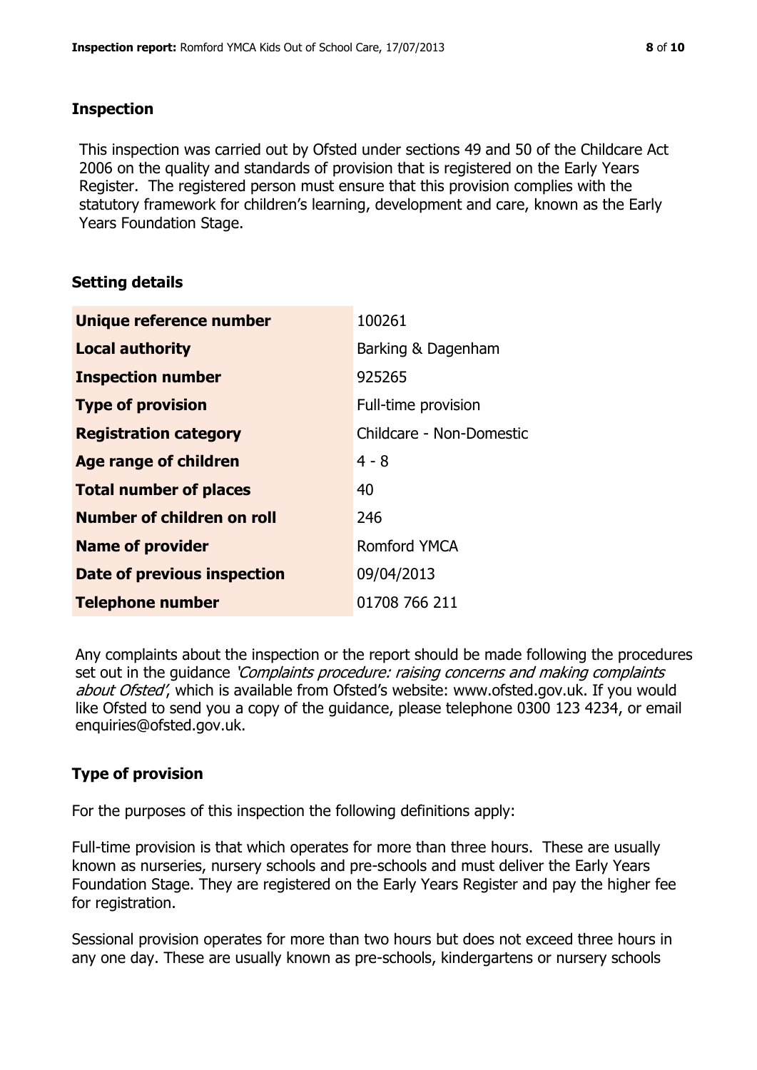## Inspection

This inspection was carried out by Ofsted under sections 49 and 50 of the Childcare Act 2006 on the quality and standards of provision that is registered on the Early Years Register. The registered person must ensure that this provision complies with the statutory framework for children's learning, development and care, known as the Early Years Foundation Stage.

## Setting details

| | |
|---|---|
| **Unique reference number** | 100261 |
| **Local authority** | Barking & Dagenham |
| **Inspection number** | 925265 |
| **Type of provision** | Full-time provision |
| **Registration category** | Childcare - Non-Domestic |
| **Age range of children** | 4 - 8 |
| **Total number of places** | 40 |
| **Number of children on roll** | 246 |
| **Name of provider** | Romford YMCA |
| **Date of previous inspection** | 09/04/2013 |
| **Telephone number** | 01708 766 211 |

Any complaints about the inspection or the report should be made following the procedures set out in the guidance *'Complaints procedure: raising concerns and making complaints about Ofsted'*, which is available from Ofsted's website: www.ofsted.gov.uk. If you would like Ofsted to send you a copy of the guidance, please telephone 0300 123 4234, or email enquiries@ofsted.gov.uk.

## Type of provision

For the purposes of this inspection the following definitions apply:

Full-time provision is that which operates for more than three hours. These are usually known as nurseries, nursery schools and pre-schools and must deliver the Early Years Foundation Stage. They are registered on the Early Years Register and pay the higher fee for registration.

Sessional provision operates for more than two hours but does not exceed three hours in any one day. These are usually known as pre-schools, kindergartens or nursery schools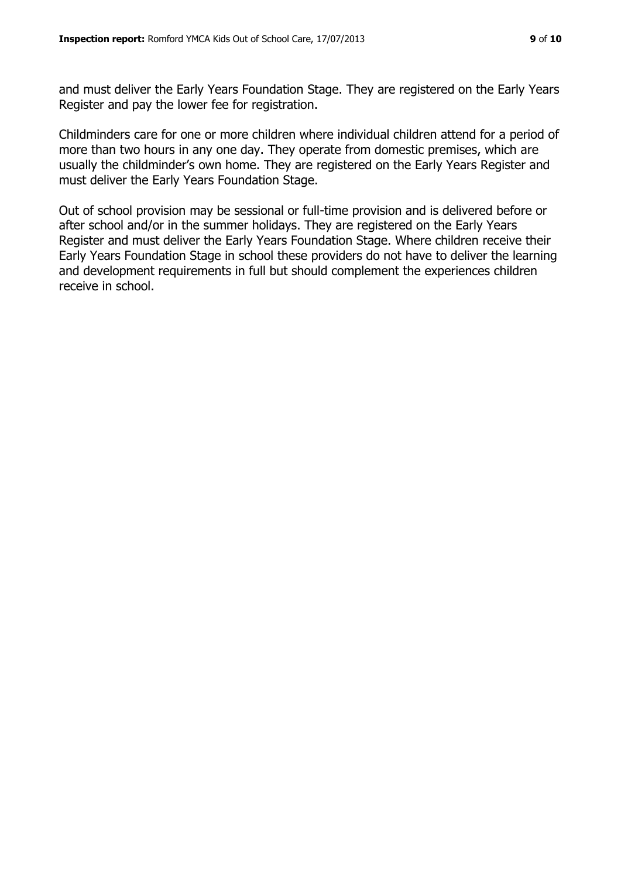and must deliver the Early Years Foundation Stage. They are registered on the Early Years Register and pay the lower fee for registration.

Childminders care for one or more children where individual children attend for a period of more than two hours in any one day. They operate from domestic premises, which are usually the childminder's own home. They are registered on the Early Years Register and must deliver the Early Years Foundation Stage.

Out of school provision may be sessional or full-time provision and is delivered before or after school and/or in the summer holidays. They are registered on the Early Years Register and must deliver the Early Years Foundation Stage. Where children receive their Early Years Foundation Stage in school these providers do not have to deliver the learning and development requirements in full but should complement the experiences children receive in school.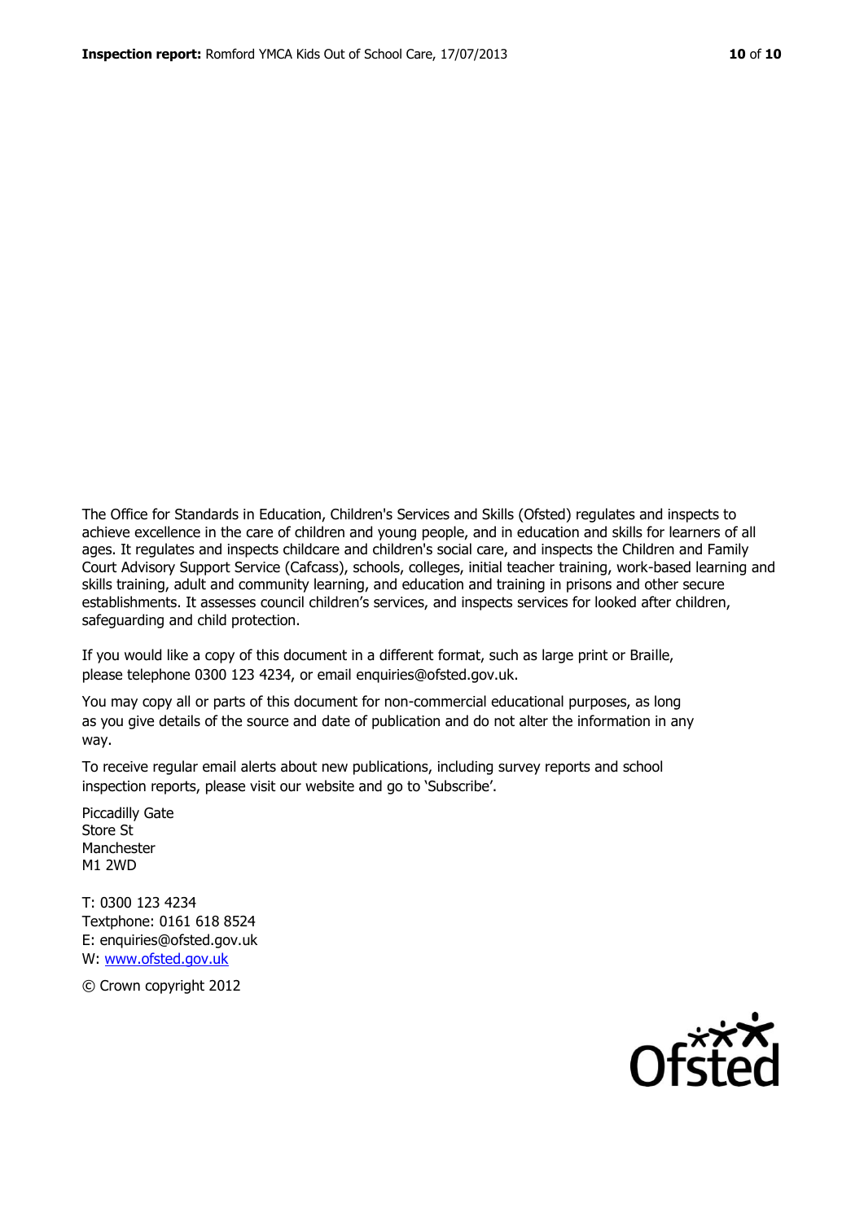The Office for Standards in Education, Children's Services and Skills (Ofsted) regulates and inspects to achieve excellence in the care of children and young people, and in education and skills for learners of all ages. It regulates and inspects childcare and children's social care, and inspects the Children and Family Court Advisory Support Service (Cafcass), schools, colleges, initial teacher training, work-based learning and skills training, adult and community learning, and education and training in prisons and other secure establishments. It assesses council children's services, and inspects services for looked after children, safeguarding and child protection.

If you would like a copy of this document in a different format, such as large print or Braille, please telephone 0300 123 4234, or email enquiries@ofsted.gov.uk.

You may copy all or parts of this document for non-commercial educational purposes, as long as you give details of the source and date of publication and do not alter the information in any way.

To receive regular email alerts about new publications, including survey reports and school inspection reports, please visit our website and go to 'Subscribe'.

Piccadilly Gate
Store St
Manchester
M1 2WD

T: 0300 123 4234
Textphone: 0161 618 8524
E: enquiries@ofsted.gov.uk
W: www.ofsted.gov.uk

© Crown copyright 2012

Ofsted